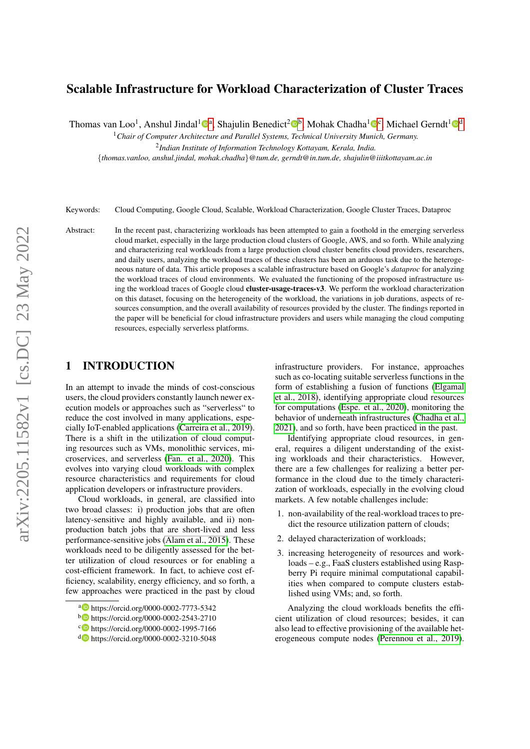# Scalable Infrastructure for Workload Characterization of Cluster Traces

Thomas van Loo[1], Anshul Jindal[1][a], Shajulin Benedict[2][b], Mohak Chadha[1][c], Michael Gerndt[1][d]

[1]*Chair of Computer Architecture and Parallel Systems, Technical University Munich, Germany.*

[2]*Indian Institute of Information Technology Kottayam, Kerala, India.*

{*thomas.vanloo, anshul.jindal, mohak.chadha*}*@tum.de, gerndt@in.tum.de, shajulin@iiitkottayam.ac.in*

Keywords: Cloud Computing, Google Cloud, Scalable, Workload Characterization, Google Cluster Traces, Dataproc

Abstract: In the recent past, characterizing workloads has been attempted to gain a foothold in the emerging serverless cloud market, especially in the large production cloud clusters of Google, AWS, and so forth. While analyzing and characterizing real workloads from a large production cloud cluster benefits cloud providers, researchers, and daily users, analyzing the workload traces of these clusters has been an arduous task due to the heterogeneous nature of data. This article proposes a scalable infrastructure based on Google's *dataproc* for analyzing the workload traces of cloud environments. We evaluated the functioning of the proposed infrastructure using the workload traces of Google cloud **cluster-usage-traces-v3**. We perform the workload characterization on this dataset, focusing on the heterogeneity of the workload, the variations in job durations, aspects of resources consumption, and the overall availability of resources provided by the cluster. The findings reported in the paper will be beneficial for cloud infrastructure providers and users while managing the cloud computing resources, especially serverless platforms.

## 1 INTRODUCTION

In an attempt to invade the minds of cost-conscious users, the cloud providers constantly launch newer execution models or approaches such as "serverless" to reduce the cost involved in many applications, especially IoT-enabled applications (Carreira et al., 2019). There is a shift in the utilization of cloud computing resources such as VMs, monolithic services, microservices, and serverless (Fan. et al., 2020). This evolves into varying cloud workloads with complex resource characteristics and requirements for cloud application developers or infrastructure providers.

Cloud workloads, in general, are classified into two broad classes: i) production jobs that are often latency-sensitive and highly available, and ii) non-production batch jobs that are short-lived and less performance-sensitive jobs (Alam et al., 2015). These workloads need to be diligently assessed for the better utilization of cloud resources or for enabling a cost-efficient framework. In fact, to achieve cost efficiency, scalability, energy efficiency, and so forth, a few approaches were practiced in the past by cloud infrastructure providers. For instance, approaches such as co-locating suitable serverless functions in the form of establishing a fusion of functions (Elgamal et al., 2018), identifying appropriate cloud resources for computations (Espe. et al., 2020), monitoring the behavior of underneath infrastructures (Chadha et al., 2021), and so forth, have been practiced in the past.

Identifying appropriate cloud resources, in general, requires a diligent understanding of the existing workloads and their characteristics. However, there are a few challenges for realizing a better performance in the cloud due to the timely characterization of workloads, especially in the evolving cloud markets. A few notable challenges include:

1. non-availability of the real-workload traces to predict the resource utilization pattern of clouds;
2. delayed characterization of workloads;
3. increasing heterogeneity of resources and workloads – e.g., FaaS clusters established using Raspberry Pi require minimal computational capabilities when compared to compute clusters established using VMs; and, so forth.

Analyzing the cloud workloads benefits the efficient utilization of cloud resources; besides, it can also lead to effective provisioning of the available heterogeneous compute nodes (Perennou et al., 2019).

[a] https://orcid.org/0000-0002-7773-5342

[b] https://orcid.org/0000-0002-2543-2710

[c] https://orcid.org/0000-0002-1995-7166

[d] https://orcid.org/0000-0002-3210-5048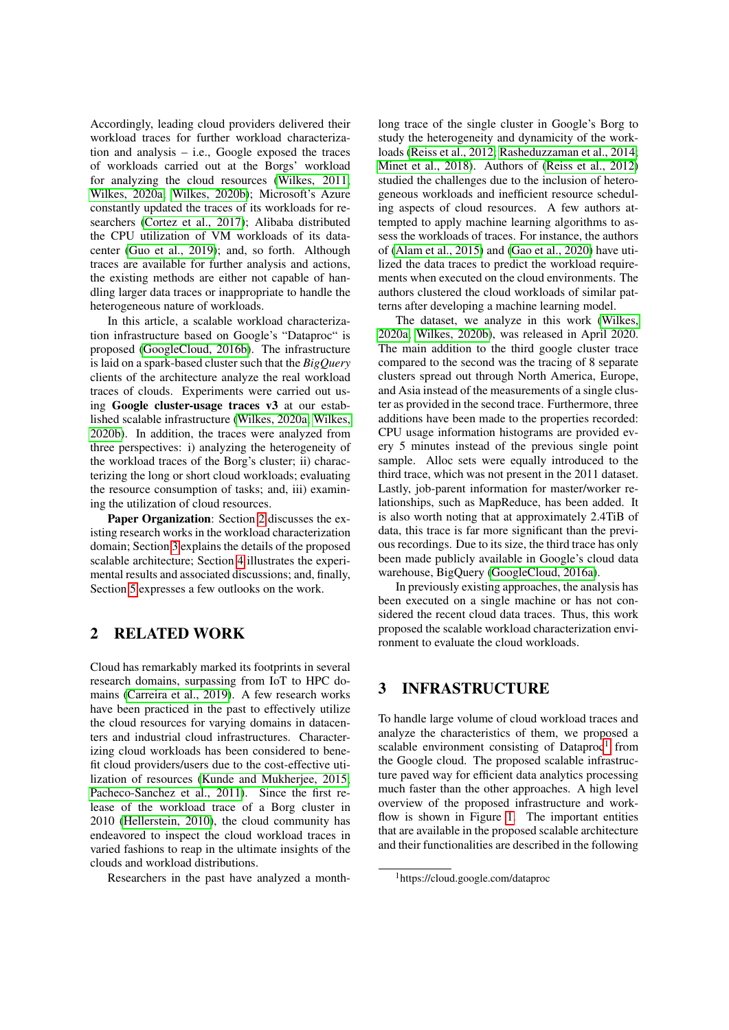Accordingly, leading cloud providers delivered their workload traces for further workload characterization and analysis – i.e., Google exposed the traces of workloads carried out at the Borgs' workload for analyzing the cloud resources (Wilkes, 2011; Wilkes, 2020a; Wilkes, 2020b); Microsoft's Azure constantly updated the traces of its workloads for researchers (Cortez et al., 2017); Alibaba distributed the CPU utilization of VM workloads of its datacenter (Guo et al., 2019); and, so forth. Although traces are available for further analysis and actions, the existing methods are either not capable of handling larger data traces or inappropriate to handle the heterogeneous nature of workloads.

In this article, a scalable workload characterization infrastructure based on Google's "Dataproc" is proposed (GoogleCloud, 2016b). The infrastructure is laid on a spark-based cluster such that the *BigQuery* clients of the architecture analyze the real workload traces of clouds. Experiments were carried out using **Google cluster-usage traces v3** at our established scalable infrastructure (Wilkes, 2020a; Wilkes, 2020b). In addition, the traces were analyzed from three perspectives: i) analyzing the heterogeneity of the workload traces of the Borg's cluster; ii) characterizing the long or short cloud workloads; evaluating the resource consumption of tasks; and, iii) examining the utilization of cloud resources.

**Paper Organization**: Section 2 discusses the existing research works in the workload characterization domain; Section 3 explains the details of the proposed scalable architecture; Section 4 illustrates the experimental results and associated discussions; and, finally, Section 5 expresses a few outlooks on the work.

## 2 RELATED WORK

Cloud has remarkably marked its footprints in several research domains, surpassing from IoT to HPC domains (Carreira et al., 2019). A few research works have been practiced in the past to effectively utilize the cloud resources for varying domains in datacenters and industrial cloud infrastructures. Characterizing cloud workloads has been considered to benefit cloud providers/users due to the cost-effective utilization of resources (Kunde and Mukherjee, 2015; Pacheco-Sanchez et al., 2011). Since the first release of the workload trace of a Borg cluster in 2010 (Hellerstein, 2010), the cloud community has endeavored to inspect the cloud workload traces in varied fashions to reap in the ultimate insights of the clouds and workload distributions.

Researchers in the past have analyzed a month-long trace of the single cluster in Google's Borg to study the heterogeneity and dynamicity of the workloads (Reiss et al., 2012; Rasheduzzaman et al., 2014; Minet et al., 2018). Authors of (Reiss et al., 2012) studied the challenges due to the inclusion of heterogeneous workloads and inefficient resource scheduling aspects of cloud resources. A few authors attempted to apply machine learning algorithms to assess the workloads of traces. For instance, the authors of (Alam et al., 2015) and (Gao et al., 2020) have utilized the data traces to predict the workload requirements when executed on the cloud environments. The authors clustered the cloud workloads of similar patterns after developing a machine learning model.

The dataset, we analyze in this work (Wilkes, 2020a; Wilkes, 2020b), was released in April 2020. The main addition to the third google cluster trace compared to the second was the tracing of 8 separate clusters spread out through North America, Europe, and Asia instead of the measurements of a single cluster as provided in the second trace. Furthermore, three additions have been made to the properties recorded: CPU usage information histograms are provided every 5 minutes instead of the previous single point sample. Alloc sets were equally introduced to the third trace, which was not present in the 2011 dataset. Lastly, job-parent information for master/worker relationships, such as MapReduce, has been added. It is also worth noting that at approximately 2.4TiB of data, this trace is far more significant than the previous recordings. Due to its size, the third trace has only been made publicly available in Google's cloud data warehouse, BigQuery (GoogleCloud, 2016a).

In previously existing approaches, the analysis has been executed on a single machine or has not considered the recent cloud data traces. Thus, this work proposed the scalable workload characterization environment to evaluate the cloud workloads.

## 3 INFRASTRUCTURE

To handle large volume of cloud workload traces and analyze the characteristics of them, we proposed a scalable environment consisting of Dataproc[1] from the Google cloud. The proposed scalable infrastructure paved way for efficient data analytics processing much faster than the other approaches. A high level overview of the proposed infrastructure and workflow is shown in Figure 1. The important entities that are available in the proposed scalable architecture and their functionalities are described in the following

[1] https://cloud.google.com/dataproc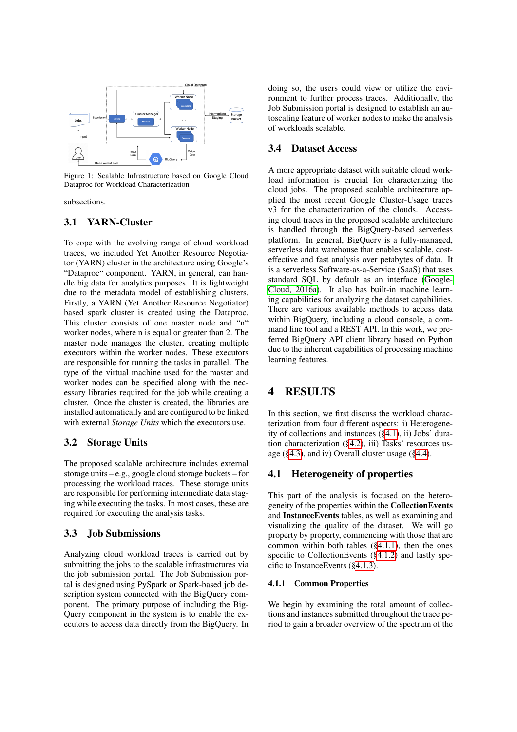Figure 1: Scalable Infrastructure based on Google Cloud Dataproc for Workload Characterization

subsections.

### 3.1 YARN-Cluster

To cope with the evolving range of cloud workload traces, we included Yet Another Resource Negotiator (YARN) cluster in the architecture using Google's "Dataproc" component. YARN, in general, can handle big data for analytics purposes. It is lightweight due to the metadata model of establishing clusters. Firstly, a YARN (Yet Another Resource Negotiator) based spark cluster is created using the Dataproc. This cluster consists of one master node and "n" worker nodes, where n is equal or greater than 2. The master node manages the cluster, creating multiple executors within the worker nodes. These executors are responsible for running the tasks in parallel. The type of the virtual machine used for the master and worker nodes can be specified along with the necessary libraries required for the job while creating a cluster. Once the cluster is created, the libraries are installed automatically and are configured to be linked with external *Storage Units* which the executors use.

### 3.2 Storage Units

The proposed scalable architecture includes external storage units – e.g., google cloud storage buckets – for processing the workload traces. These storage units are responsible for performing intermediate data staging while executing the tasks. In most cases, these are required for executing the analysis tasks.

### 3.3 Job Submissions

Analyzing cloud workload traces is carried out by submitting the jobs to the scalable infrastructures via the job submission portal. The Job Submission portal is designed using PySpark or Spark-based job description system connected with the BigQuery component. The primary purpose of including the BigQuery component in the system is to enable the executors to access data directly from the BigQuery. In doing so, the users could view or utilize the environment to further process traces. Additionally, the Job Submission portal is designed to establish an autoscaling feature of worker nodes to make the analysis of workloads scalable.

### 3.4 Dataset Access

A more appropriate dataset with suitable cloud workload information is crucial for characterizing the cloud jobs. The proposed scalable architecture applied the most recent Google Cluster-Usage traces v3 for the characterization of the clouds. Accessing cloud traces in the proposed scalable architecture is handled through the BigQuery-based serverless platform. In general, BigQuery is a fully-managed, serverless data warehouse that enables scalable, cost-effective and fast analysis over petabytes of data. It is a serverless Software-as-a-Service (SaaS) that uses standard SQL by default as an interface (Google-Cloud, 2016a). It also has built-in machine learning capabilities for analyzing the dataset capabilities. There are various available methods to access data within BigQuery, including a cloud console, a command line tool and a REST API. In this work, we preferred BigQuery API client library based on Python due to the inherent capabilities of processing machine learning features.

## 4 RESULTS

In this section, we first discuss the workload characterization from four different aspects: i) Heterogeneity of collections and instances (§4.1), ii) Jobs' duration characterization (§4.2), iii) Tasks' resources usage (§4.3), and iv) Overall cluster usage (§4.4).

### 4.1 Heterogeneity of properties

This part of the analysis is focused on the heterogeneity of the properties within the **CollectionEvents** and **InstanceEvents** tables, as well as examining and visualizing the quality of the dataset. We will go property by property, commencing with those that are common within both tables (§4.1.1), then the ones specific to CollectionEvents (§4.1.2) and lastly specific to InstanceEvents (§4.1.3).

#### 4.1.1 Common Properties

We begin by examining the total amount of collections and instances submitted throughout the trace period to gain a broader overview of the spectrum of the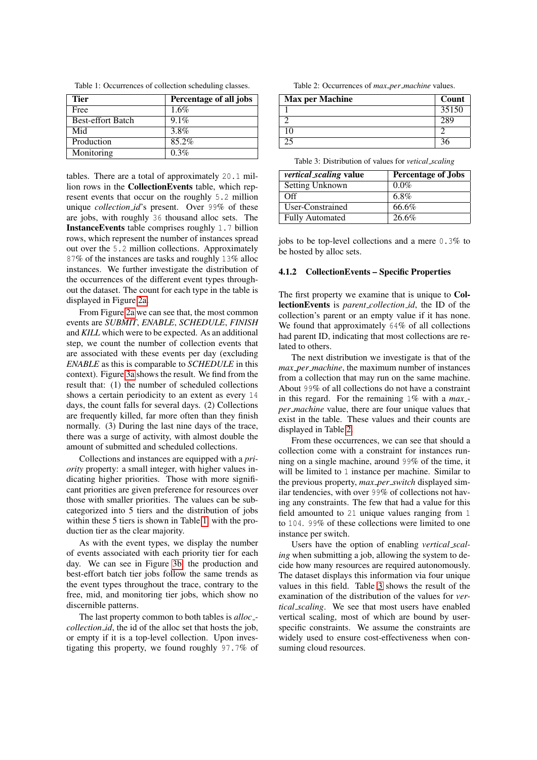Table 1: Occurrences of collection scheduling classes.

| Tier | Percentage of all jobs |
|---|---|
| Free | 1.6% |
| Best-effort Batch | 9.1% |
| Mid | 3.8% |
| Production | 85.2% |
| Monitoring | 0.3% |

tables. There are a total of approximately `20.1` million rows in the **CollectionEvents** table, which represent events that occur on the roughly `5.2` million unique *collection_id*'s present. Over `99`% of these are jobs, with roughly `36` thousand alloc sets. The **InstanceEvents** table comprises roughly `1.7` billion rows, which represent the number of instances spread out over the `5.2` million collections. Approximately `87`% of the instances are tasks and roughly `13`% alloc instances. We further investigate the distribution of the occurrences of the different event types throughout the dataset. The count for each type in the table is displayed in Figure 2a.

From Figure 2a we can see that, the most common events are *SUBMIT*, *ENABLE*, *SCHEDULE*, *FINISH* and *KILL* which were to be expected. As an additional step, we count the number of collection events that are associated with these events per day (excluding *ENABLE* as this is comparable to *SCHEDULE* in this context). Figure 3a shows the result. We find from the result that: (1) the number of scheduled collections shows a certain periodicity to an extent as every `14` days, the count falls for several days. (2) Collections are frequently killed, far more often than they finish normally. (3) During the last nine days of the trace, there was a surge of activity, with almost double the amount of submitted and scheduled collections.

Collections and instances are equipped with a *priority* property: a small integer, with higher values indicating higher priorities. Those with more significant priorities are given preference for resources over those with smaller priorities. The values can be subcategorized into 5 tiers and the distribution of jobs within these 5 tiers is shown in Table 1, with the production tier as the clear majority.

As with the event types, we display the number of events associated with each priority tier for each day. We can see in Figure 3b, the production and best-effort batch tier jobs follow the same trends as the event types throughout the trace, contrary to the free, mid, and monitoring tier jobs, which show no discernible patterns.

The last property common to both tables is *alloc_collection_id*, the id of the alloc set that hosts the job, or empty if it is a top-level collection. Upon investigating this property, we found roughly `97.7`% of jobs to be top-level collections and a mere `0.3`% to be hosted by alloc sets.

Table 2: Occurrences of *max_per_machine* values.

| Max per Machine | Count |
|---|---|
| 1 | 35150 |
| 2 | 289 |
| 10 | 2 |
| 25 | 36 |

Table 3: Distribution of values for *vetical_scaling*

| *vertical_scaling* value | Percentage of Jobs |
|---|---|
| Setting Unknown | 0.0% |
| Off | 6.8% |
| User-Constrained | 66.6% |
| Fully Automated | 26.6% |

#### 4.1.2 CollectionEvents – Specific Properties

The first property we examine that is unique to **CollectionEvents** is *parent_collection_id*, the ID of the collection's parent or an empty value if it has none. We found that approximately `64`% of all collections had parent ID, indicating that most collections are related to others.

The next distribution we investigate is that of the *max_per_machine*, the maximum number of instances from a collection that may run on the same machine. About `99`% of all collections do not have a constraint in this regard. For the remaining `1`% with a *max_per_machine* value, there are four unique values that exist in the table. These values and their counts are displayed in Table 2.

From these occurrences, we can see that should a collection come with a constraint for instances running on a single machine, around `99`% of the time, it will be limited to `1` instance per machine. Similar to the previous property, *max_per_switch* displayed similar tendencies, with over `99`% of collections not having any constraints. The few that had a value for this field amounted to `21` unique values ranging from `1` to `104`. `99`% of these collections were limited to one instance per switch.

Users have the option of enabling *vertical_scaling* when submitting a job, allowing the system to decide how many resources are required autonomously. The dataset displays this information via four unique values in this field. Table 3 shows the result of the examination of the distribution of the values for *vertical_scaling*. We see that most users have enabled vertical scaling, most of which are bound by user-specific constraints. We assume the constraints are widely used to ensure cost-effectiveness when consuming cloud resources.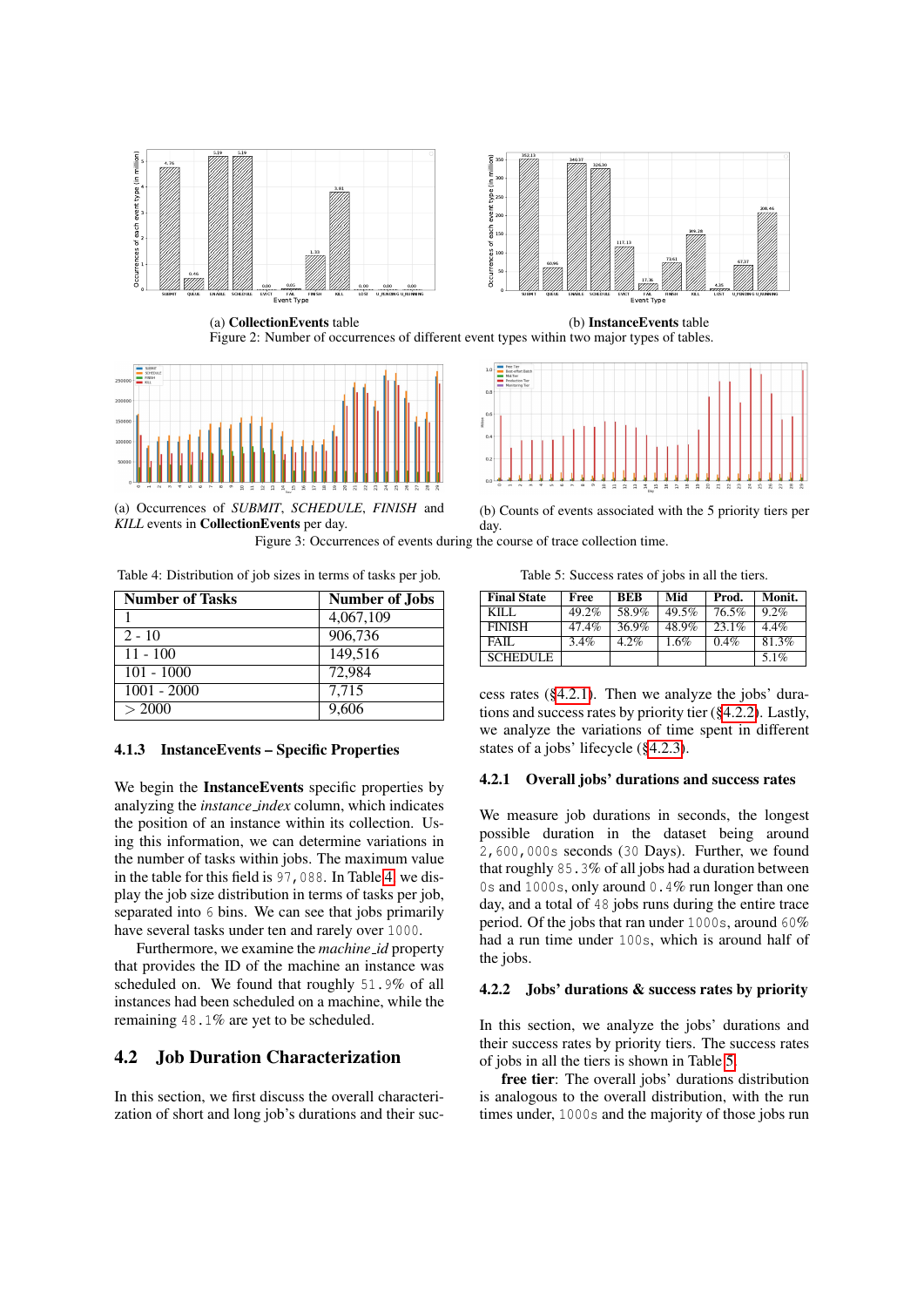(a) **CollectionEvents** table (b) **InstanceEvents** table

Figure 2: Number of occurrences of different event types within two major types of tables.

(a) Occurrences of *SUBMIT*, *SCHEDULE*, *FINISH* and *KILL* events in **CollectionEvents** per day.

(b) Counts of events associated with the 5 priority tiers per day.

Figure 3: Occurrences of events during the course of trace collection time.

Table 4: Distribution of job sizes in terms of tasks per job.

| Number of Tasks | Number of Jobs |
|---|---|
| 1 | 4,067,109 |
| 2 - 10 | 906,736 |
| 11 - 100 | 149,516 |
| 101 - 1000 | 72,984 |
| 1001 - 2000 | 7,715 |
| > 2000 | 9,606 |

### 4.1.3 InstanceEvents – Specific Properties

We begin the **InstanceEvents** specific properties by analyzing the *instance_index* column, which indicates the position of an instance within its collection. Using this information, we can determine variations in the number of tasks within jobs. The maximum value in the table for this field is `97,088`. In Table 4, we display the job size distribution in terms of tasks per job, separated into `6` bins. We can see that jobs primarily have several tasks under ten and rarely over `1000`.

Furthermore, we examine the *machine_id* property that provides the ID of the machine an instance was scheduled on. We found that roughly `51.9`% of all instances had been scheduled on a machine, while the remaining `48.1`% are yet to be scheduled.

## 4.2 Job Duration Characterization

In this section, we first discuss the overall characterization of short and long job's durations and their success rates (§4.2.1). Then we analyze the jobs' durations and success rates by priority tier (§4.2.2). Lastly, we analyze the variations of time spent in different states of a jobs' lifecycle (§4.2.3).

Table 5: Success rates of jobs in all the tiers.

| Final State | Free | BEB | Mid | Prod. | Monit. |
|---|---|---|---|---|---|
| KILL | 49.2% | 58.9% | 49.5% | 76.5% | 9.2% |
| FINISH | 47.4% | 36.9% | 48.9% | 23.1% | 4.4% |
| FAIL | 3.4% | 4.2% | 1.6% | 0.4% | 81.3% |
| SCHEDULE | | | | | 5.1% |

### 4.2.1 Overall jobs' durations and success rates

We measure job durations in seconds, the longest possible duration in the dataset being around `2,600,000s` seconds (`30` Days). Further, we found that roughly `85.3`% of all jobs had a duration between `0s` and `1000s`, only around `0.4`% run longer than one day, and a total of `48` jobs runs during the entire trace period. Of the jobs that ran under `1000s`, around `60`% had a run time under `100s`, which is around half of the jobs.

### 4.2.2 Jobs' durations & success rates by priority

In this section, we analyze the jobs' durations and their success rates by priority tiers. The success rates of jobs in all the tiers is shown in Table 5.

**free tier**: The overall jobs' durations distribution is analogous to the overall distribution, with the run times under, `1000s` and the majority of those jobs run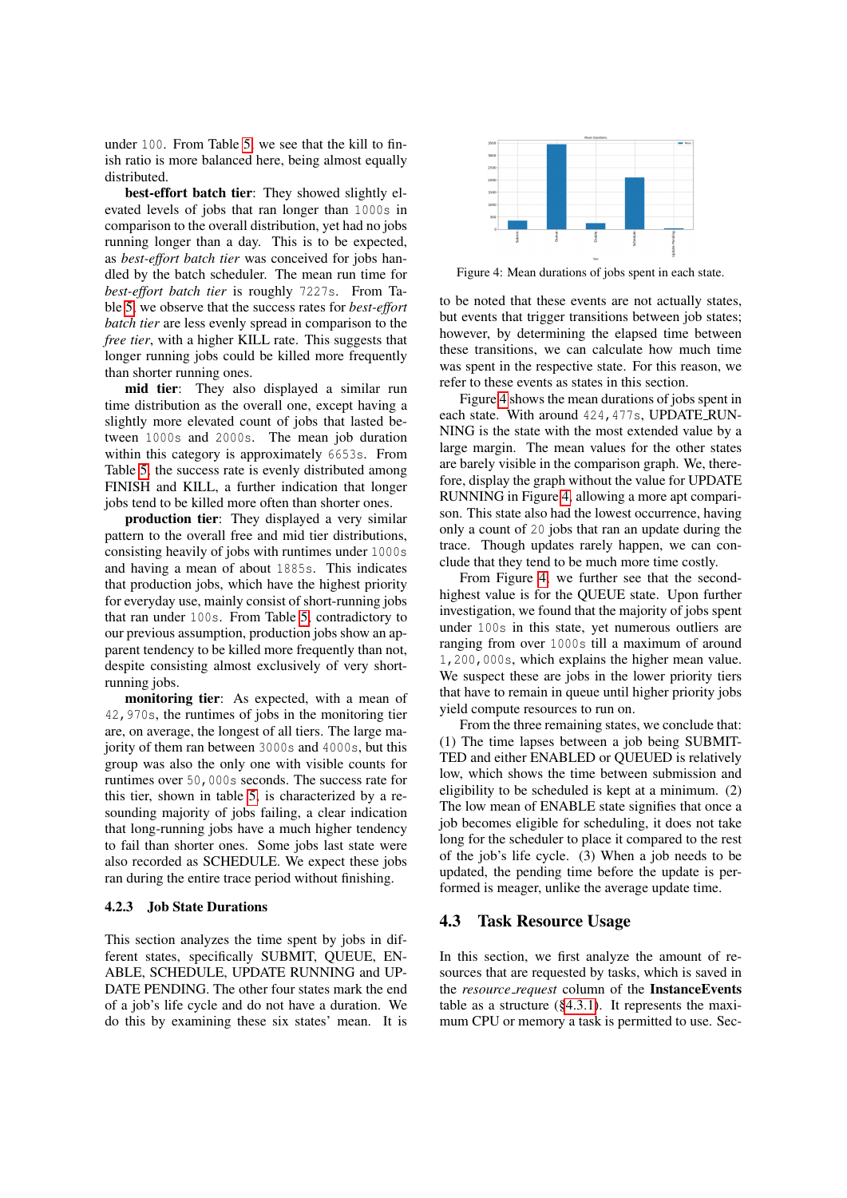under 100. From Table 5, we see that the kill to finish ratio is more balanced here, being almost equally distributed.

**best-effort batch tier**: They showed slightly elevated levels of jobs that ran longer than 1000s in comparison to the overall distribution, yet had no jobs running longer than a day. This is to be expected, as *best-effort batch tier* was conceived for jobs handled by the batch scheduler. The mean run time for *best-effort batch tier* is roughly 7227s. From Table 5, we observe that the success rates for *best-effort batch tier* are less evenly spread in comparison to the *free tier*, with a higher KILL rate. This suggests that longer running jobs could be killed more frequently than shorter running ones.

**mid tier**: They also displayed a similar run time distribution as the overall one, except having a slightly more elevated count of jobs that lasted between 1000s and 2000s. The mean job duration within this category is approximately 6653s. From Table 5, the success rate is evenly distributed among FINISH and KILL, a further indication that longer jobs tend to be killed more often than shorter ones.

**production tier**: They displayed a very similar pattern to the overall free and mid tier distributions, consisting heavily of jobs with runtimes under 1000s and having a mean of about 1885s. This indicates that production jobs, which have the highest priority for everyday use, mainly consist of short-running jobs that ran under 100s. From Table 5, contradictory to our previous assumption, production jobs show an apparent tendency to be killed more frequently than not, despite consisting almost exclusively of very short-running jobs.

**monitoring tier**: As expected, with a mean of 42,970s, the runtimes of jobs in the monitoring tier are, on average, the longest of all tiers. The large majority of them ran between 3000s and 4000s, but this group was also the only one with visible counts for runtimes over 50,000s seconds. The success rate for this tier, shown in table 5, is characterized by a resounding majority of jobs failing, a clear indication that long-running jobs have a much higher tendency to fail than shorter ones. Some jobs last state were also recorded as SCHEDULE. We expect these jobs ran during the entire trace period without finishing.

#### 4.2.3 Job State Durations

This section analyzes the time spent by jobs in different states, specifically SUBMIT, QUEUE, ENABLE, SCHEDULE, UPDATE RUNNING and UPDATE PENDING. The other four states mark the end of a job's life cycle and do not have a duration. We do this by examining these six states' mean. It is to be noted that these events are not actually states, but events that trigger transitions between job states; however, by determining the elapsed time between these transitions, we can calculate how much time was spent in the respective state. For this reason, we refer to these events as states in this section.

Figure 4: Mean durations of jobs spent in each state.

Figure 4 shows the mean durations of jobs spent in each state. With around 424,477s, UPDATE_RUNNING is the state with the most extended value by a large margin. The mean values for the other states are barely visible in the comparison graph. We, therefore, display the graph without the value for UPDATE RUNNING in Figure 4, allowing a more apt comparison. This state also had the lowest occurrence, having only a count of 20 jobs that ran an update during the trace. Though updates rarely happen, we can conclude that they tend to be much more time costly.

From Figure 4, we further see that the second-highest value is for the QUEUE state. Upon further investigation, we found that the majority of jobs spent under 100s in this state, yet numerous outliers are ranging from over 1000s till a maximum of around 1,200,000s, which explains the higher mean value. We suspect these are jobs in the lower priority tiers that have to remain in queue until higher priority jobs yield compute resources to run on.

From the three remaining states, we conclude that: (1) The time lapses between a job being SUBMITTED and either ENABLED or QUEUED is relatively low, which shows the time between submission and eligibility to be scheduled is kept at a minimum. (2) The low mean of ENABLE state signifies that once a job becomes eligible for scheduling, it does not take long for the scheduler to place it compared to the rest of the job's life cycle. (3) When a job needs to be updated, the pending time before the update is performed is meager, unlike the average update time.

### 4.3 Task Resource Usage

In this section, we first analyze the amount of resources that are requested by tasks, which is saved in the *resource_request* column of the **InstanceEvents** table as a structure (§4.3.1). It represents the maximum CPU or memory a task is permitted to use. Sec-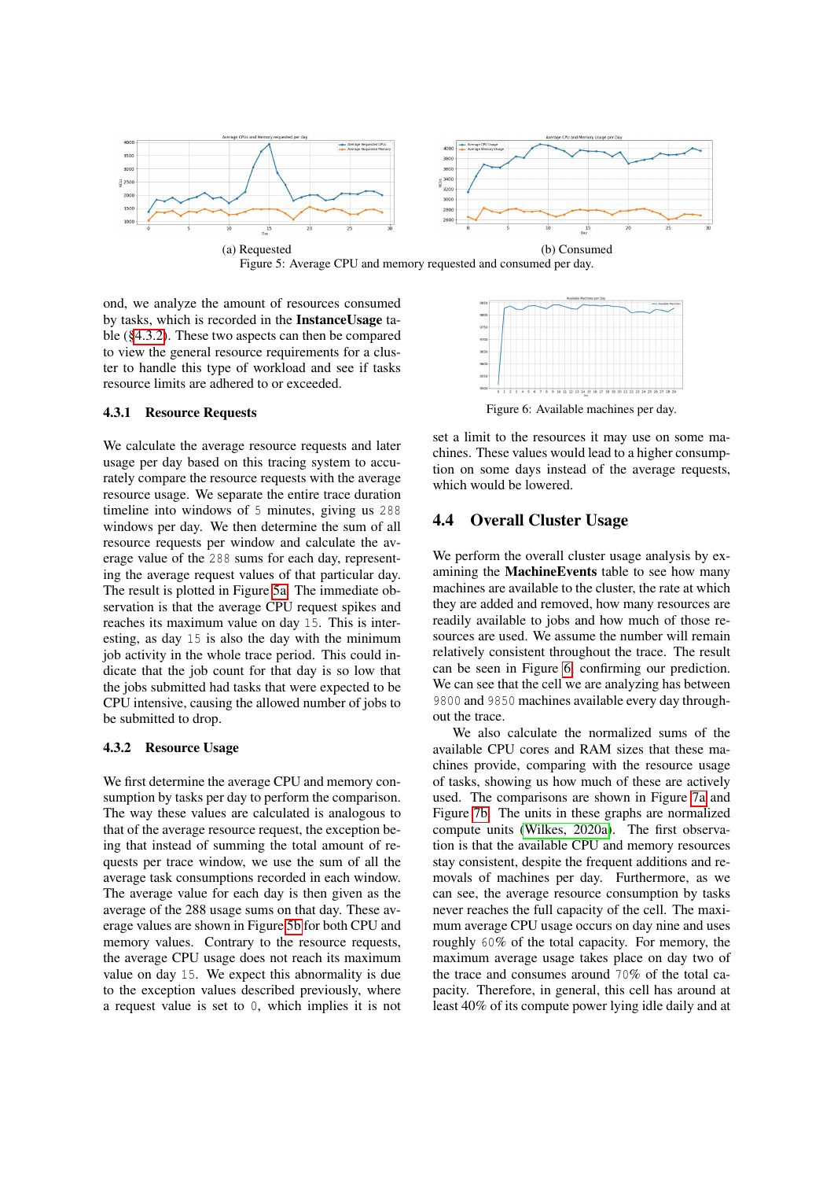(a) Requested

(b) Consumed

Figure 5: Average CPU and memory requested and consumed per day.

ond, we analyze the amount of resources consumed by tasks, which is recorded in the **InstanceUsage** table (§4.3.2). These two aspects can then be compared to view the general resource requirements for a cluster to handle this type of workload and see if tasks resource limits are adhered to or exceeded.

### 4.3.1 Resource Requests

We calculate the average resource requests and later usage per day based on this tracing system to accurately compare the resource requests with the average resource usage. We separate the entire trace duration timeline into windows of `5` minutes, giving us `288` windows per day. We then determine the sum of all resource requests per window and calculate the average value of the `288` sums for each day, representing the average request values of that particular day. The result is plotted in Figure 5a. The immediate observation is that the average CPU request spikes and reaches its maximum value on day `15`. This is interesting, as day `15` is also the day with the minimum job activity in the whole trace period. This could indicate that the job count for that day is so low that the jobs submitted had tasks that were expected to be CPU intensive, causing the allowed number of jobs to be submitted to drop.

### 4.3.2 Resource Usage

We first determine the average CPU and memory consumption by tasks per day to perform the comparison. The way these values are calculated is analogous to that of the average resource request, the exception being that instead of summing the total amount of requests per trace window, we use the sum of all the average task consumptions recorded in each window. The average value for each day is then given as the average of the 288 usage sums on that day. These average values are shown in Figure 5b for both CPU and memory values. Contrary to the resource requests, the average CPU usage does not reach its maximum value on day `15`. We expect this abnormality is due to the exception values described previously, where a request value is set to `0`, which implies it is not set a limit to the resources it may use on some machines. These values would lead to a higher consumption on some days instead of the average requests, which would be lowered.

Figure 6: Available machines per day.

## 4.4 Overall Cluster Usage

We perform the overall cluster usage analysis by examining the **MachineEvents** table to see how many machines are available to the cluster, the rate at which they are added and removed, how many resources are readily available to jobs and how much of those resources are used. We assume the number will remain relatively consistent throughout the trace. The result can be seen in Figure 6, confirming our prediction. We can see that the cell we are analyzing has between `9800` and `9850` machines available every day throughout the trace.

We also calculate the normalized sums of the available CPU cores and RAM sizes that these machines provide, comparing with the resource usage of tasks, showing us how much of these are actively used. The comparisons are shown in Figure 7a and Figure 7b. The units in these graphs are normalized compute units (Wilkes, 2020a). The first observation is that the available CPU and memory resources stay consistent, despite the frequent additions and removals of machines per day. Furthermore, as we can see, the average resource consumption by tasks never reaches the full capacity of the cell. The maximum average CPU usage occurs on day nine and uses roughly `60`% of the total capacity. For memory, the maximum average usage takes place on day two of the trace and consumes around `70`% of the total capacity. Therefore, in general, this cell has around at least 40% of its compute power lying idle daily and at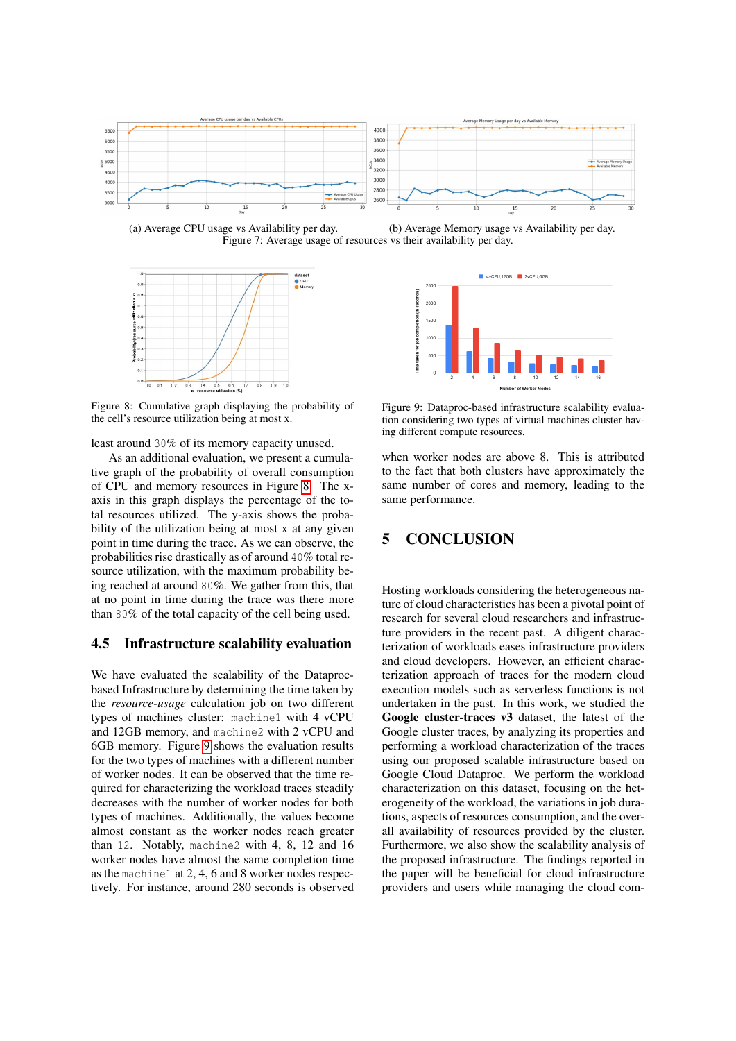(a) Average CPU usage vs Availability per day.

(b) Average Memory usage vs Availability per day.

Figure 7: Average usage of resources vs their availability per day.

Figure 8: Cumulative graph displaying the probability of the cell's resource utilization being at most x.

Figure 9: Dataproc-based infrastructure scalability evaluation considering two types of virtual machines cluster having different compute resources.

least around 30% of its memory capacity unused.

As an additional evaluation, we present a cumulative graph of the probability of overall consumption of CPU and memory resources in Figure 8. The x-axis in this graph displays the percentage of the total resources utilized. The y-axis shows the probability of the utilization being at most x at any given point in time during the trace. As we can observe, the probabilities rise drastically as of around 40% total resource utilization, with the maximum probability being reached at around 80%. We gather from this, that at no point in time during the trace was there more than 80% of the total capacity of the cell being used.

## 4.5 Infrastructure scalability evaluation

We have evaluated the scalability of the Dataproc-based Infrastructure by determining the time taken by the *resource-usage* calculation job on two different types of machines cluster: machine1 with 4 vCPU and 12GB memory, and machine2 with 2 vCPU and 6GB memory. Figure 9 shows the evaluation results for the two types of machines with a different number of worker nodes. It can be observed that the time required for characterizing the workload traces steadily decreases with the number of worker nodes for both types of machines. Additionally, the values become almost constant as the worker nodes reach greater than 12. Notably, machine2 with 4, 8, 12 and 16 worker nodes have almost the same completion time as the machine1 at 2, 4, 6 and 8 worker nodes respectively. For instance, around 280 seconds is observed when worker nodes are above 8. This is attributed to the fact that both clusters have approximately the same number of cores and memory, leading to the same performance.

# 5 CONCLUSION

Hosting workloads considering the heterogeneous nature of cloud characteristics has been a pivotal point of research for several cloud researchers and infrastructure providers in the recent past. A diligent characterization of workloads eases infrastructure providers and cloud developers. However, an efficient characterization approach of traces for the modern cloud execution models such as serverless functions is not undertaken in the past. In this work, we studied the **Google cluster-traces v3** dataset, the latest of the Google cluster traces, by analyzing its properties and performing a workload characterization of the traces using our proposed scalable infrastructure based on Google Cloud Dataproc. We perform the workload characterization on this dataset, focusing on the heterogeneity of the workload, the variations in job durations, aspects of resources consumption, and the overall availability of resources provided by the cluster. Furthermore, we also show the scalability analysis of the proposed infrastructure. The findings reported in the paper will be beneficial for cloud infrastructure providers and users while managing the cloud com-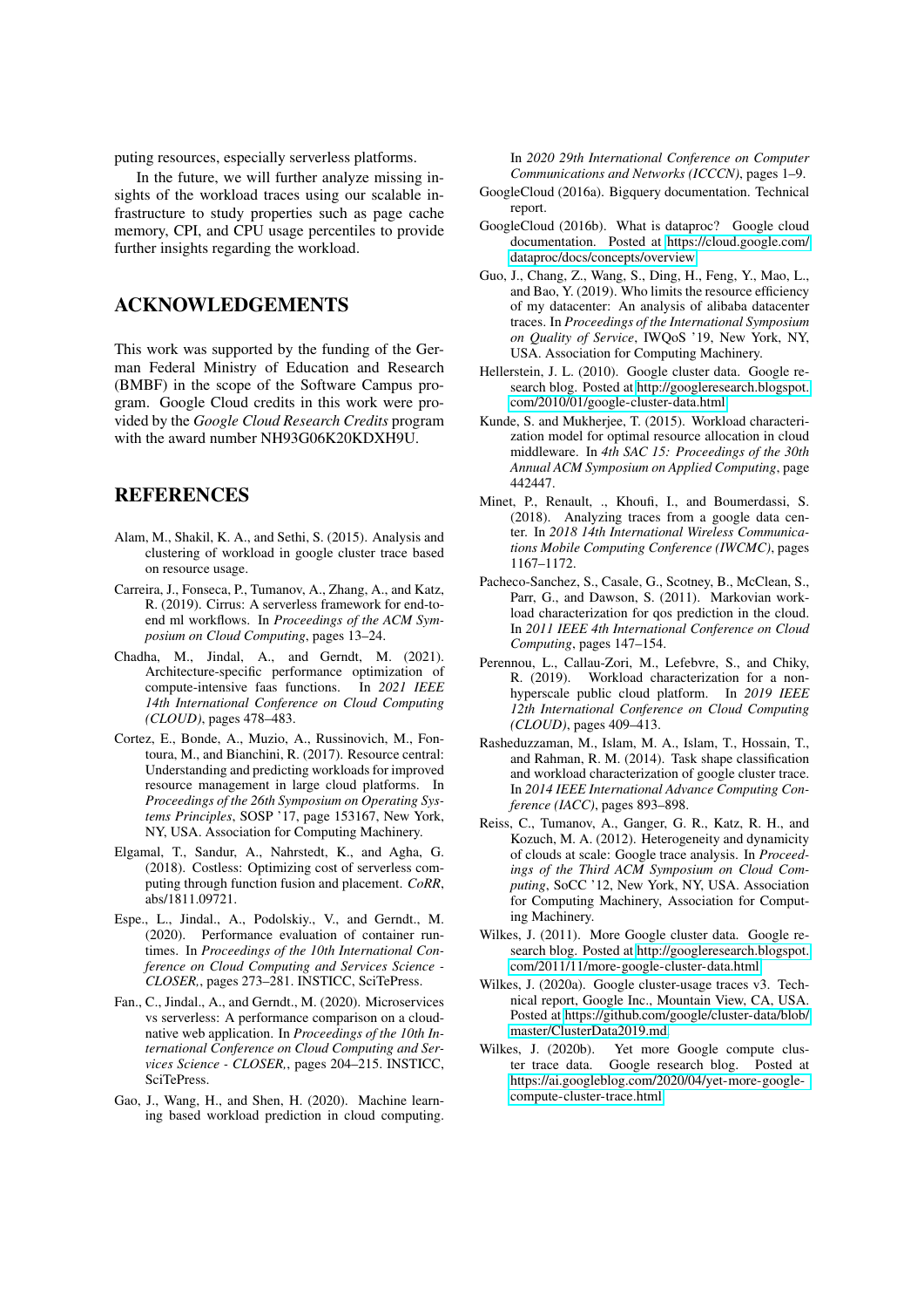puting resources, especially serverless platforms.

In the future, we will further analyze missing insights of the workload traces using our scalable infrastructure to study properties such as page cache memory, CPI, and CPU usage percentiles to provide further insights regarding the workload.

## ACKNOWLEDGEMENTS

This work was supported by the funding of the German Federal Ministry of Education and Research (BMBF) in the scope of the Software Campus program. Google Cloud credits in this work were provided by the *Google Cloud Research Credits* program with the award number NH93G06K20KDXH9U.

## REFERENCES

Alam, M., Shakil, K. A., and Sethi, S. (2015). Analysis and clustering of workload in google cluster trace based on resource usage.

Carreira, J., Fonseca, P., Tumanov, A., Zhang, A., and Katz, R. (2019). Cirrus: A serverless framework for end-to-end ml workflows. In *Proceedings of the ACM Symposium on Cloud Computing*, pages 13–24.

Chadha, M., Jindal, A., and Gerndt, M. (2021). Architecture-specific performance optimization of compute-intensive faas functions. In *2021 IEEE 14th International Conference on Cloud Computing (CLOUD)*, pages 478–483.

Cortez, E., Bonde, A., Muzio, A., Russinovich, M., Fontoura, M., and Bianchini, R. (2017). Resource central: Understanding and predicting workloads for improved resource management in large cloud platforms. In *Proceedings of the 26th Symposium on Operating Systems Principles*, SOSP '17, page 153167, New York, NY, USA. Association for Computing Machinery.

Elgamal, T., Sandur, A., Nahrstedt, K., and Agha, G. (2018). Costless: Optimizing cost of serverless computing through function fusion and placement. *CoRR*, abs/1811.09721.

Espe., L., Jindal., A., Podolskiy., V., and Gerndt., M. (2020). Performance evaluation of container runtimes. In *Proceedings of the 10th International Conference on Cloud Computing and Services Science - CLOSER,*, pages 273–281. INSTICC, SciTePress.

Fan., C., Jindal., A., and Gerndt., M. (2020). Microservices vs serverless: A performance comparison on a cloud-native web application. In *Proceedings of the 10th International Conference on Cloud Computing and Services Science - CLOSER,*, pages 204–215. INSTICC, SciTePress.

Gao, J., Wang, H., and Shen, H. (2020). Machine learning based workload prediction in cloud computing. In *2020 29th International Conference on Computer Communications and Networks (ICCCN)*, pages 1–9.

GoogleCloud (2016a). Bigquery documentation. Technical report.

GoogleCloud (2016b). What is dataproc? Google cloud documentation. Posted at https://cloud.google.com/dataproc/docs/concepts/overview.

Guo, J., Chang, Z., Wang, S., Ding, H., Feng, Y., Mao, L., and Bao, Y. (2019). Who limits the resource efficiency of my datacenter: An analysis of alibaba datacenter traces. In *Proceedings of the International Symposium on Quality of Service*, IWQoS '19, New York, NY, USA. Association for Computing Machinery.

Hellerstein, J. L. (2010). Google cluster data. Google research blog. Posted at http://googleresearch.blogspot.com/2010/01/google-cluster-data.html.

Kunde, S. and Mukherjee, T. (2015). Workload characterization model for optimal resource allocation in cloud middleware. In *4th SAC 15: Proceedings of the 30th Annual ACM Symposium on Applied Computing*, page 442447.

Minet, P., Renault, ., Khoufi, I., and Boumerdassi, S. (2018). Analyzing traces from a google data center. In *2018 14th International Wireless Communications Mobile Computing Conference (IWCMC)*, pages 1167–1172.

Pacheco-Sanchez, S., Casale, G., Scotney, B., McClean, S., Parr, G., and Dawson, S. (2011). Markovian workload characterization for qos prediction in the cloud. In *2011 IEEE 4th International Conference on Cloud Computing*, pages 147–154.

Perennou, L., Callau-Zori, M., Lefebvre, S., and Chiky, R. (2019). Workload characterization for a non-hyperscale public cloud platform. In *2019 IEEE 12th International Conference on Cloud Computing (CLOUD)*, pages 409–413.

Rasheduzzaman, M., Islam, M. A., Islam, T., Hossain, T., and Rahman, R. M. (2014). Task shape classification and workload characterization of google cluster trace. In *2014 IEEE International Advance Computing Conference (IACC)*, pages 893–898.

Reiss, C., Tumanov, A., Ganger, G. R., Katz, R. H., and Kozuch, M. A. (2012). Heterogeneity and dynamicity of clouds at scale: Google trace analysis. In *Proceedings of the Third ACM Symposium on Cloud Computing*, SoCC '12, New York, NY, USA. Association for Computing Machinery, Association for Computing Machinery.

Wilkes, J. (2011). More Google cluster data. Google research blog. Posted at http://googleresearch.blogspot.com/2011/11/more-google-cluster-data.html.

Wilkes, J. (2020a). Google cluster-usage traces v3. Technical report, Google Inc., Mountain View, CA, USA. Posted at https://github.com/google/cluster-data/blob/master/ClusterData2019.md.

Wilkes, J. (2020b). Yet more Google compute cluster trace data. Google research blog. Posted at https://ai.googleblog.com/2020/04/yet-more-google-compute-cluster-trace.html.